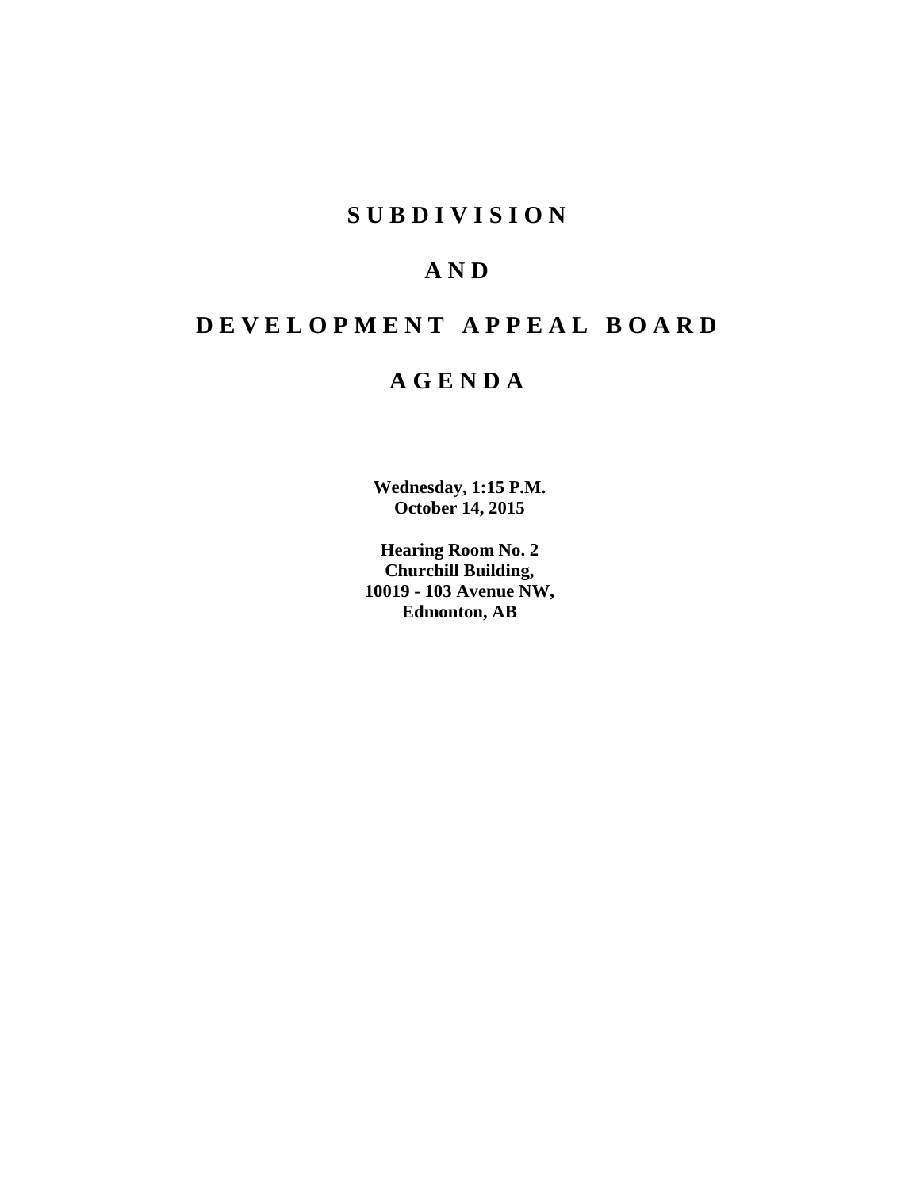# SUBDIVISION

# AND

# DEVELOPMENT APPEAL BOARD

# AGENDA

**Wednesday, 1:15 P.M.**
**October 14, 2015**

**Hearing Room No. 2**
**Churchill Building,**
**10019 - 103 Avenue NW,**
**Edmonton, AB**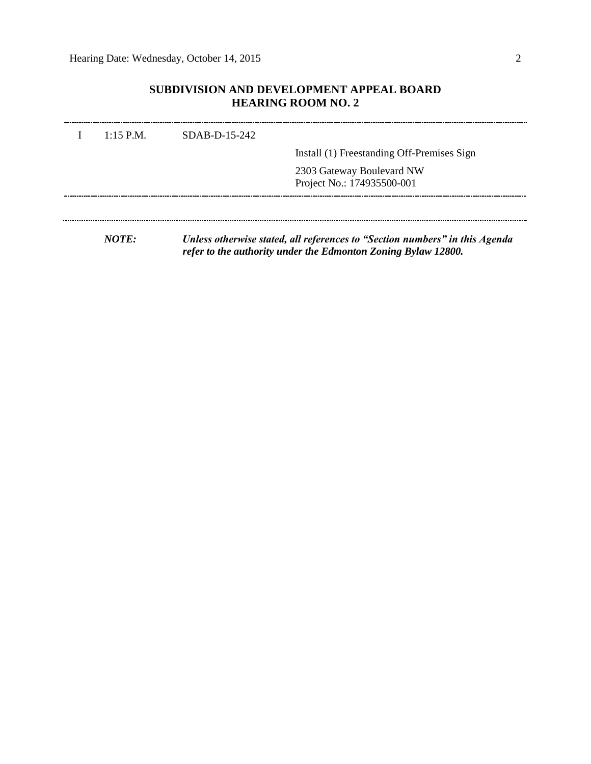## SUBDIVISION AND DEVELOPMENT APPEAL BOARD
## HEARING ROOM NO. 2

| | | | |
|---|---|---|---|
| I | 1:15 P.M. | SDAB-D-15-242 | |
| | | | Install (1) Freestanding Off-Premises Sign |
| | | | 2303 Gateway Boulevard NW<br>Project No.: 174935500-001 |

***NOTE:*** ***Unless otherwise stated, all references to "Section numbers" in this Agenda refer to the authority under the Edmonton Zoning Bylaw 12800.***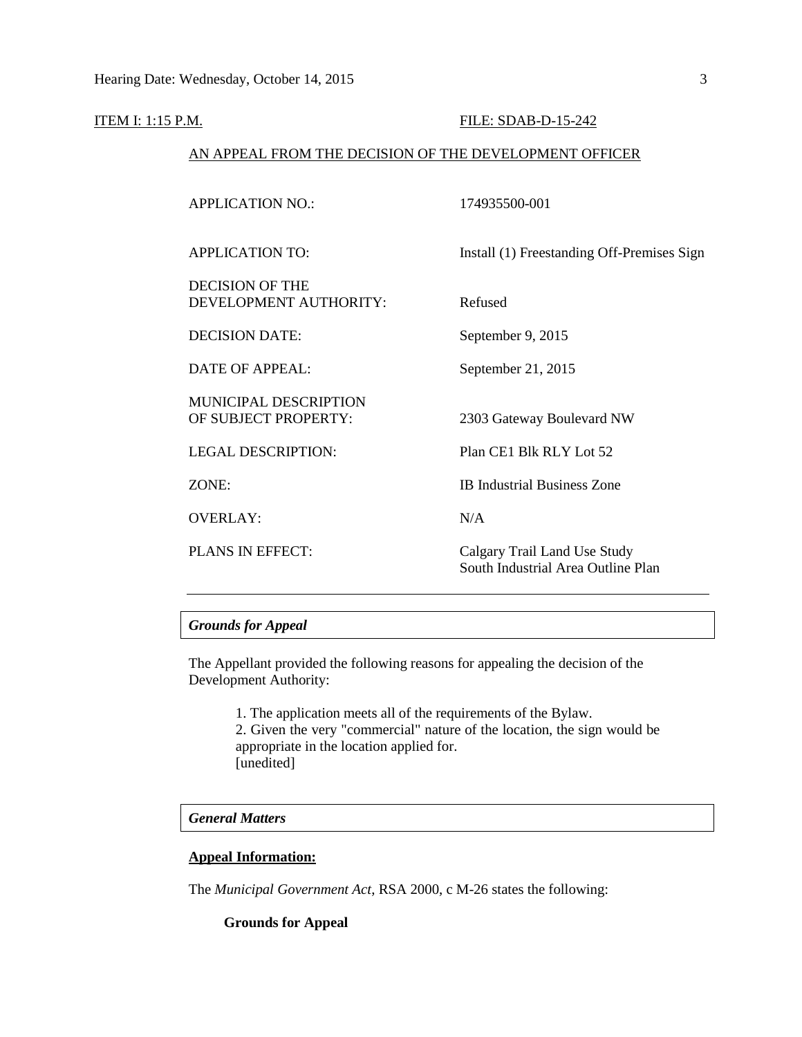ITEM I: 1:15 P.M. FILE: SDAB-D-15-242

AN APPEAL FROM THE DECISION OF THE DEVELOPMENT OFFICER

| | |
|---|---|
| APPLICATION NO.: | 174935500-001 |
| APPLICATION TO: | Install (1) Freestanding Off-Premises Sign |
| DECISION OF THE DEVELOPMENT AUTHORITY: | Refused |
| DECISION DATE: | September 9, 2015 |
| DATE OF APPEAL: | September 21, 2015 |
| MUNICIPAL DESCRIPTION OF SUBJECT PROPERTY: | 2303 Gateway Boulevard NW |
| LEGAL DESCRIPTION: | Plan CE1 Blk RLY Lot 52 |
| ZONE: | IB Industrial Business Zone |
| OVERLAY: | N/A |
| PLANS IN EFFECT: | Calgary Trail Land Use Study<br>South Industrial Area Outline Plan |

---

***Grounds for Appeal***

The Appellant provided the following reasons for appealing the decision of the Development Authority:

> 1. The application meets all of the requirements of the Bylaw.
> 2. Given the very "commercial" nature of the location, the sign would be appropriate in the location applied for.
> [unedited]

***General Matters***

**Appeal Information:**

The *Municipal Government Act*, RSA 2000, c M-26 states the following:

**Grounds for Appeal**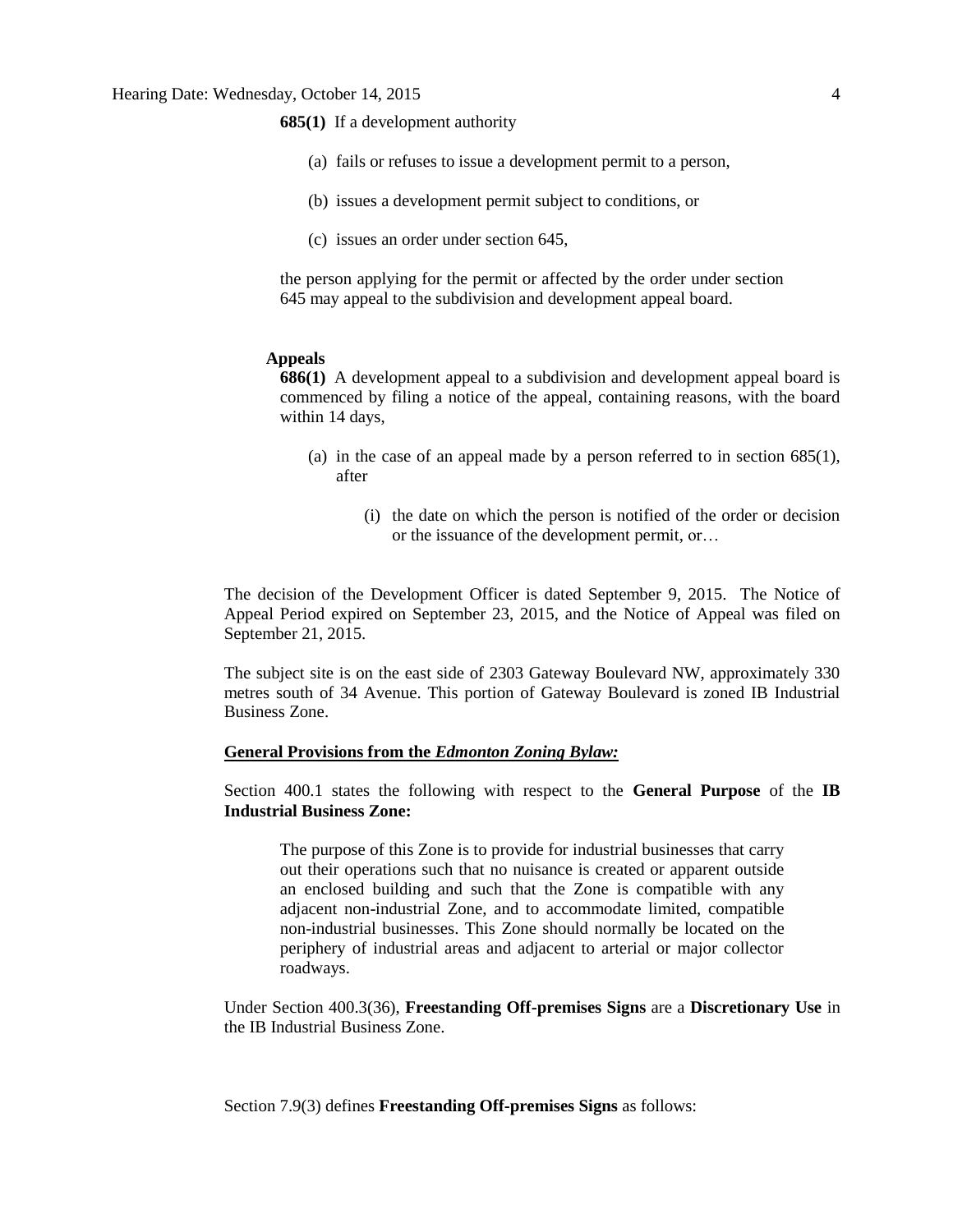**685(1)** If a development authority

(a) fails or refuses to issue a development permit to a person,

(b) issues a development permit subject to conditions, or

(c) issues an order under section 645,

the person applying for the permit or affected by the order under section 645 may appeal to the subdivision and development appeal board.

**Appeals**

**686(1)** A development appeal to a subdivision and development appeal board is commenced by filing a notice of the appeal, containing reasons, with the board within 14 days,

(a) in the case of an appeal made by a person referred to in section 685(1), after

(i) the date on which the person is notified of the order or decision or the issuance of the development permit, or…

The decision of the Development Officer is dated September 9, 2015. The Notice of Appeal Period expired on September 23, 2015, and the Notice of Appeal was filed on September 21, 2015.

The subject site is on the east side of 2303 Gateway Boulevard NW, approximately 330 metres south of 34 Avenue. This portion of Gateway Boulevard is zoned IB Industrial Business Zone.

**General Provisions from the *Edmonton Zoning Bylaw:***

Section 400.1 states the following with respect to the **General Purpose** of the **IB Industrial Business Zone:**

> The purpose of this Zone is to provide for industrial businesses that carry out their operations such that no nuisance is created or apparent outside an enclosed building and such that the Zone is compatible with any adjacent non-industrial Zone, and to accommodate limited, compatible non-industrial businesses. This Zone should normally be located on the periphery of industrial areas and adjacent to arterial or major collector roadways.

Under Section 400.3(36), **Freestanding Off-premises Signs** are a **Discretionary Use** in the IB Industrial Business Zone.

Section 7.9(3) defines **Freestanding Off-premises Signs** as follows: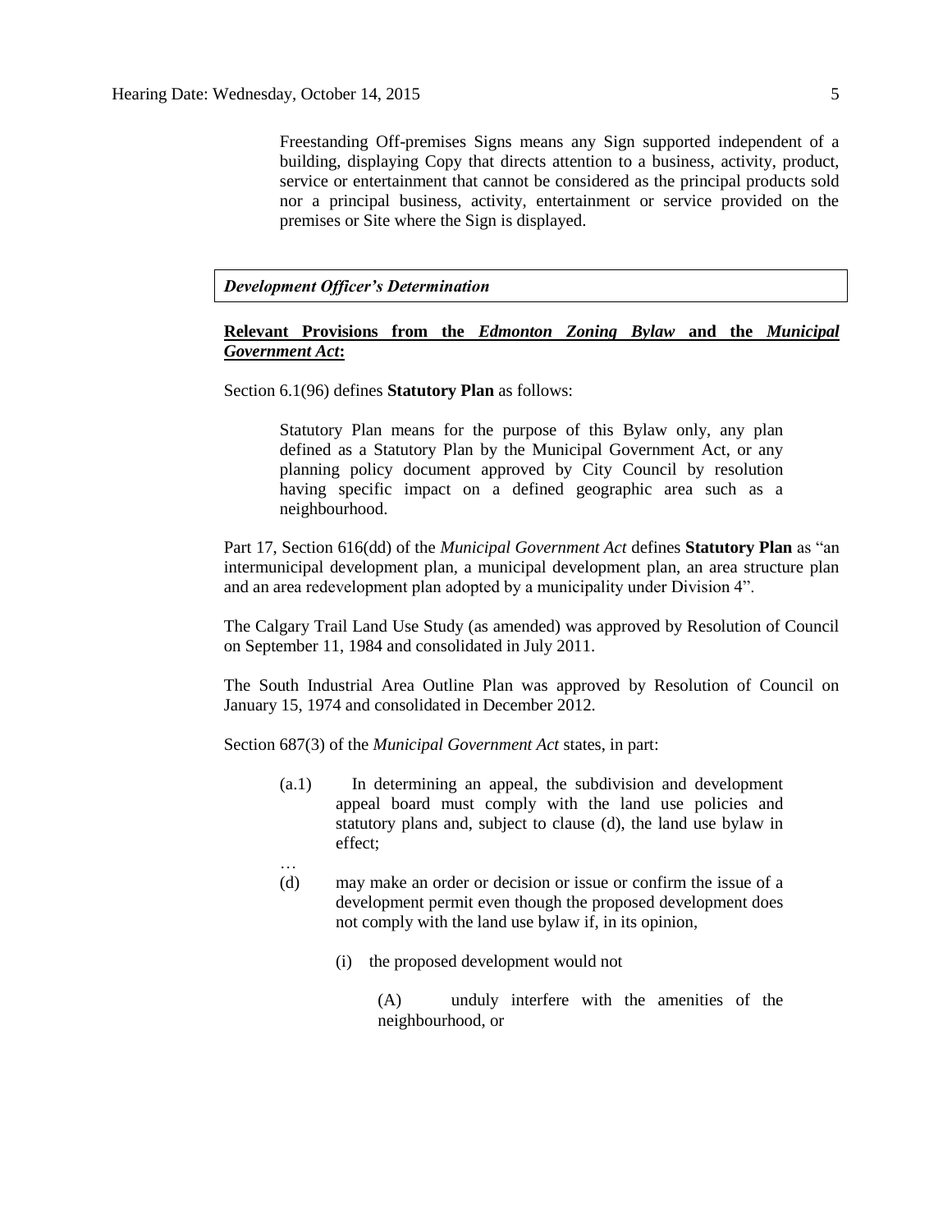Freestanding Off-premises Signs means any Sign supported independent of a building, displaying Copy that directs attention to a business, activity, product, service or entertainment that cannot be considered as the principal products sold nor a principal business, activity, entertainment or service provided on the premises or Site where the Sign is displayed.

***Development Officer's Determination***

**Relevant Provisions from the *Edmonton Zoning Bylaw* and the *Municipal Government Act*:**

Section 6.1(96) defines **Statutory Plan** as follows:

> Statutory Plan means for the purpose of this Bylaw only, any plan defined as a Statutory Plan by the Municipal Government Act, or any planning policy document approved by City Council by resolution having specific impact on a defined geographic area such as a neighbourhood.

Part 17, Section 616(dd) of the *Municipal Government Act* defines **Statutory Plan** as "an intermunicipal development plan, a municipal development plan, an area structure plan and an area redevelopment plan adopted by a municipality under Division 4".

The Calgary Trail Land Use Study (as amended) was approved by Resolution of Council on September 11, 1984 and consolidated in July 2011.

The South Industrial Area Outline Plan was approved by Resolution of Council on January 15, 1974 and consolidated in December 2012.

Section 687(3) of the *Municipal Government Act* states, in part:

> (a.1) In determining an appeal, the subdivision and development appeal board must comply with the land use policies and statutory plans and, subject to clause (d), the land use bylaw in effect;
>
> …
>
> (d) may make an order or decision or issue or confirm the issue of a development permit even though the proposed development does not comply with the land use bylaw if, in its opinion,
>
> (i) the proposed development would not
>
> (A) unduly interfere with the amenities of the neighbourhood, or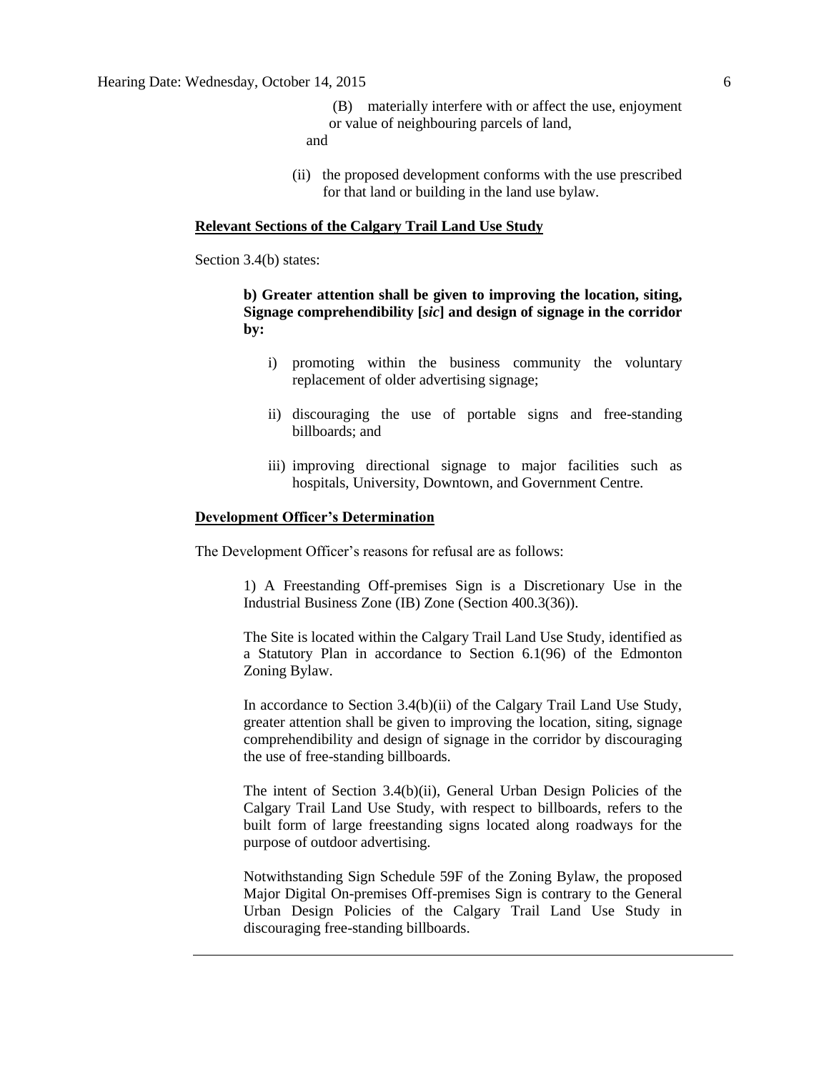(B) materially interfere with or affect the use, enjoyment or value of neighbouring parcels of land,

and

(ii) the proposed development conforms with the use prescribed for that land or building in the land use bylaw.

**Relevant Sections of the Calgary Trail Land Use Study**

Section 3.4(b) states:

> **b) Greater attention shall be given to improving the location, siting, Signage comprehendibility [*sic*] and design of signage in the corridor by:**
>
> i) promoting within the business community the voluntary replacement of older advertising signage;
>
> ii) discouraging the use of portable signs and free-standing billboards; and
>
> iii) improving directional signage to major facilities such as hospitals, University, Downtown, and Government Centre.

**Development Officer's Determination**

The Development Officer's reasons for refusal are as follows:

> 1) A Freestanding Off-premises Sign is a Discretionary Use in the Industrial Business Zone (IB) Zone (Section 400.3(36)).
>
> The Site is located within the Calgary Trail Land Use Study, identified as a Statutory Plan in accordance to Section 6.1(96) of the Edmonton Zoning Bylaw.
>
> In accordance to Section 3.4(b)(ii) of the Calgary Trail Land Use Study, greater attention shall be given to improving the location, siting, signage comprehendibility and design of signage in the corridor by discouraging the use of free-standing billboards.
>
> The intent of Section 3.4(b)(ii), General Urban Design Policies of the Calgary Trail Land Use Study, with respect to billboards, refers to the built form of large freestanding signs located along roadways for the purpose of outdoor advertising.
>
> Notwithstanding Sign Schedule 59F of the Zoning Bylaw, the proposed Major Digital On-premises Off-premises Sign is contrary to the General Urban Design Policies of the Calgary Trail Land Use Study in discouraging free-standing billboards.

---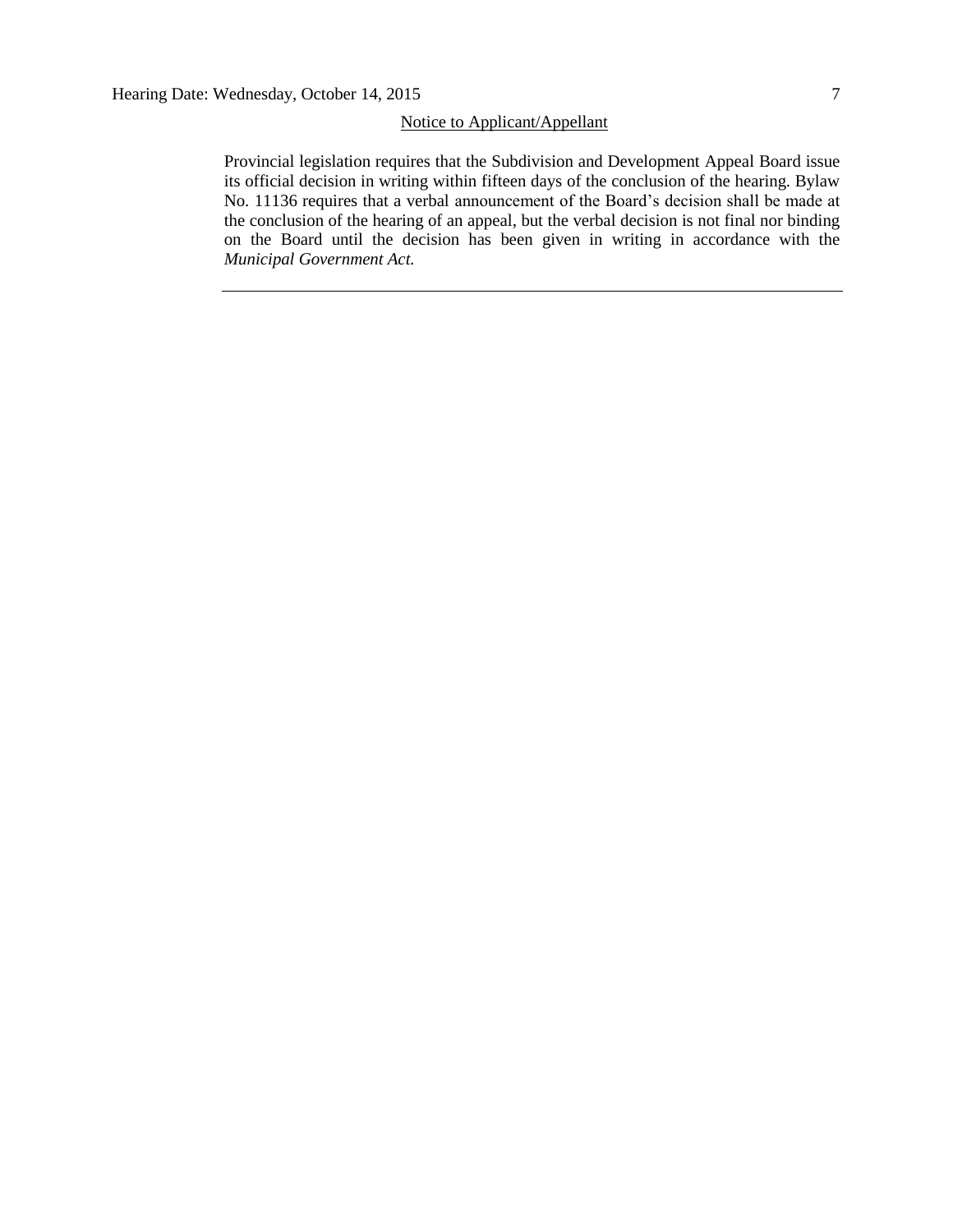Notice to Applicant/Appellant

Provincial legislation requires that the Subdivision and Development Appeal Board issue its official decision in writing within fifteen days of the conclusion of the hearing. Bylaw No. 11136 requires that a verbal announcement of the Board's decision shall be made at the conclusion of the hearing of an appeal, but the verbal decision is not final nor binding on the Board until the decision has been given in writing in accordance with the *Municipal Government Act.*

---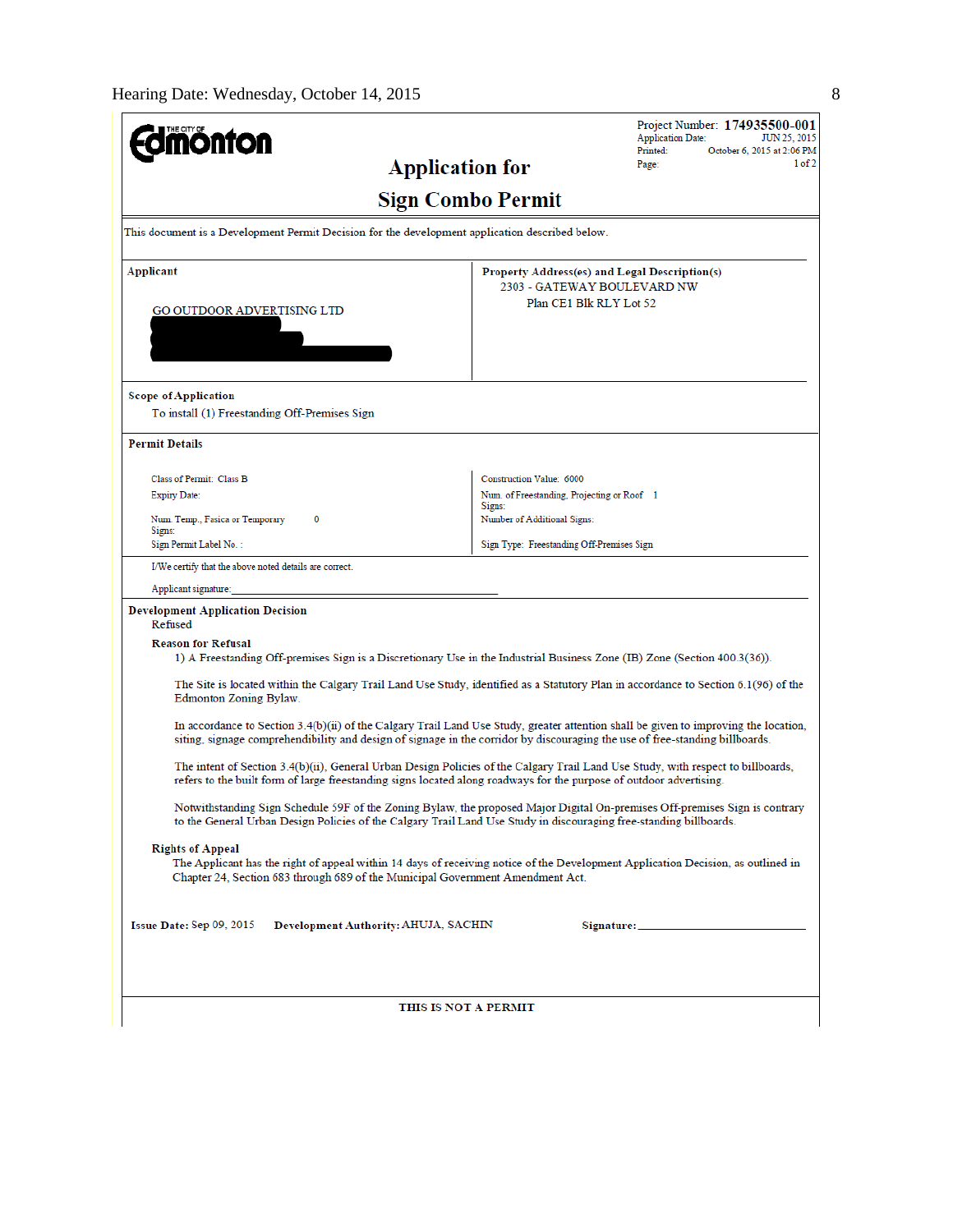Hearing Date: Wednesday, October 14, 2015

**The City of Edmonton**

Project Number: **174935500-001**
Application Date: JUN 25, 2015
Printed: October 6, 2015 at 2:06 PM
Page: 1 of 2

# Application for Sign Combo Permit

This document is a Development Permit Decision for the development application described below.

**Applicant**

GO OUTDOOR ADVERTISING LTD

**Property Address(es) and Legal Description(s)**

2303 - GATEWAY BOULEVARD NW
Plan CE1 Blk RLY Lot 52

**Scope of Application**

To install (1) Freestanding Off-Premises Sign

**Permit Details**

| | |
|---|---|
| Class of Permit: Class B | Construction Value: 6000 |
| Expiry Date: | Num. of Freestanding, Projecting or Roof Signs: 1 |
| Num. Temp., Fasica or Temporary Signs: 0 | Number of Additional Signs: |
| Sign Permit Label No. : | Sign Type: Freestanding Off-Premises Sign |

I/We certify that the above noted details are correct.

Applicant signature:______________________________

**Development Application Decision**

Refused

**Reason for Refusal**

1) A Freestanding Off-premises Sign is a Discretionary Use in the Industrial Business Zone (IB) Zone (Section 400.3(36)).

The Site is located within the Calgary Trail Land Use Study, identified as a Statutory Plan in accordance to Section 6.1(96) of the Edmonton Zoning Bylaw.

In accordance to Section 3.4(b)(ii) of the Calgary Trail Land Use Study, greater attention shall be given to improving the location, siting, signage comprehendibility and design of signage in the corridor by discouraging the use of free-standing billboards.

The intent of Section 3.4(b)(ii), General Urban Design Policies of the Calgary Trail Land Use Study, with respect to billboards, refers to the built form of large freestanding signs located along roadways for the purpose of outdoor advertising.

Notwithstanding Sign Schedule 59F of the Zoning Bylaw, the proposed Major Digital On-premises Off-premises Sign is contrary to the General Urban Design Policies of the Calgary Trail Land Use Study in discouraging free-standing billboards.

**Rights of Appeal**

The Applicant has the right of appeal within 14 days of receiving notice of the Development Application Decision, as outlined in Chapter 24, Section 683 through 689 of the Municipal Government Amendment Act.

**Issue Date:** Sep 09, 2015 **Development Authority:** AHUJA, SACHIN **Signature:**______________________

**THIS IS NOT A PERMIT**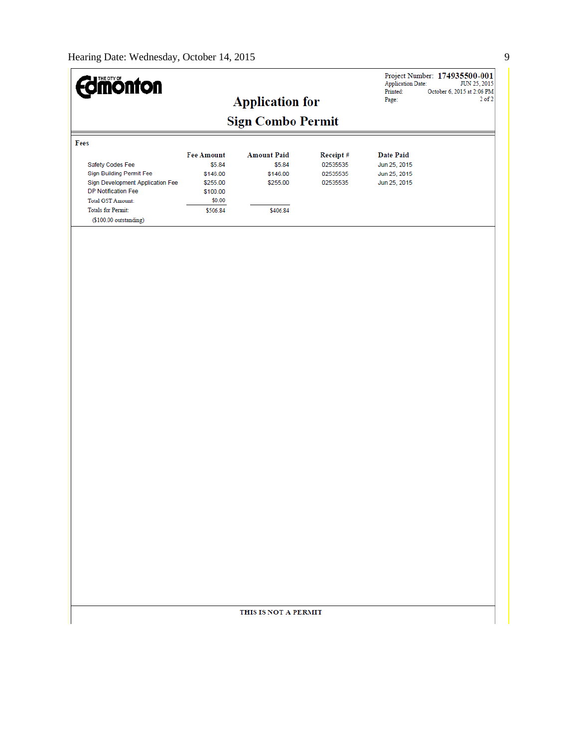THE CITY OF Edmonton

# Application for
# Sign Combo Permit

Project Number: **174935500-001**
Application Date: JUN 25, 2015
Printed: October 6, 2015 at 2:06 PM

**Fees**

| | Fee Amount | Amount Paid | Receipt # | Date Paid |
|---|---|---|---|---|
| Safety Codes Fee | $5.84 | $5.84 | 02535535 | Jun 25, 2015 |
| Sign Building Permit Fee | $146.00 | $146.00 | 02535535 | Jun 25, 2015 |
| Sign Development Application Fee | $255.00 | $255.00 | 02535535 | Jun 25, 2015 |
| DP Notification Fee | $100.00 | | | |
| Total GST Amount: | $0.00 | | | |
| Totals for Permit: | $506.84 | $406.84 | | |
| ($100.00 outstanding) | | | | |

**THIS IS NOT A PERMIT**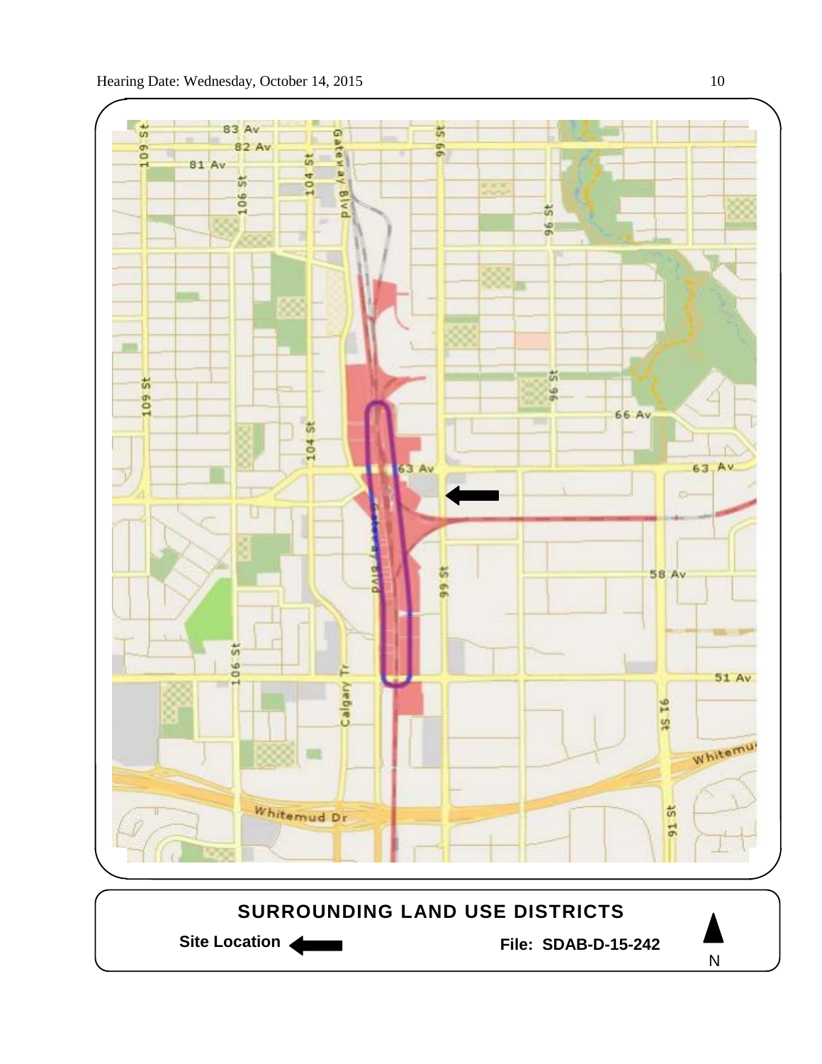## SURROUNDING LAND USE DISTRICTS

**Site Location** ⬅

**File: SDAB-D-15-242**

N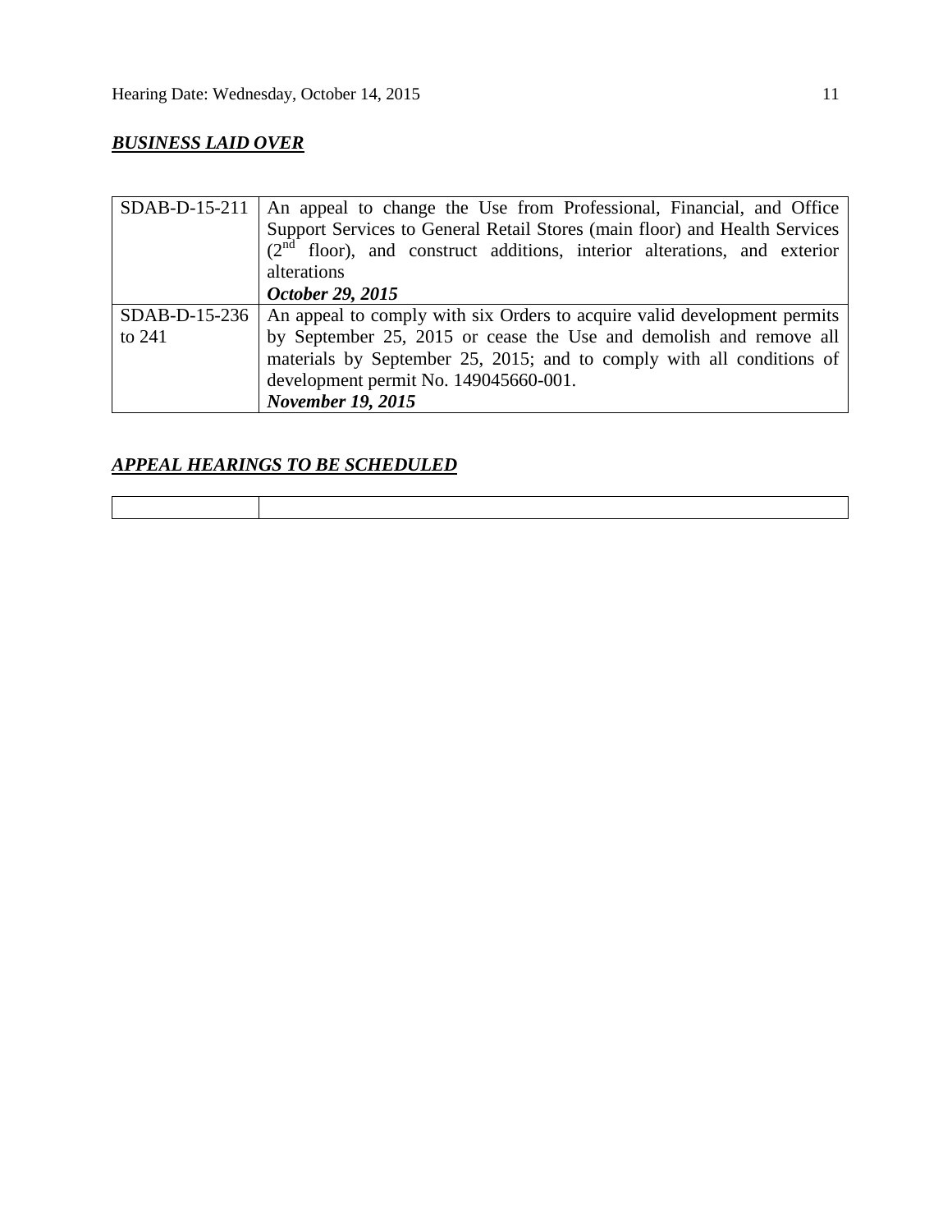***BUSINESS LAID OVER***

| | |
|---|---|
| SDAB-D-15-211 | An appeal to change the Use from Professional, Financial, and Office Support Services to General Retail Stores (main floor) and Health Services (2nd floor), and construct additions, interior alterations, and exterior alterations<br>***October 29, 2015*** |
| SDAB-D-15-236 to 241 | An appeal to comply with six Orders to acquire valid development permits by September 25, 2015 or cease the Use and demolish and remove all materials by September 25, 2015; and to comply with all conditions of development permit No. 149045660-001.<br>***November 19, 2015*** |

***APPEAL HEARINGS TO BE SCHEDULED***

| | |
|---|---|
| | |